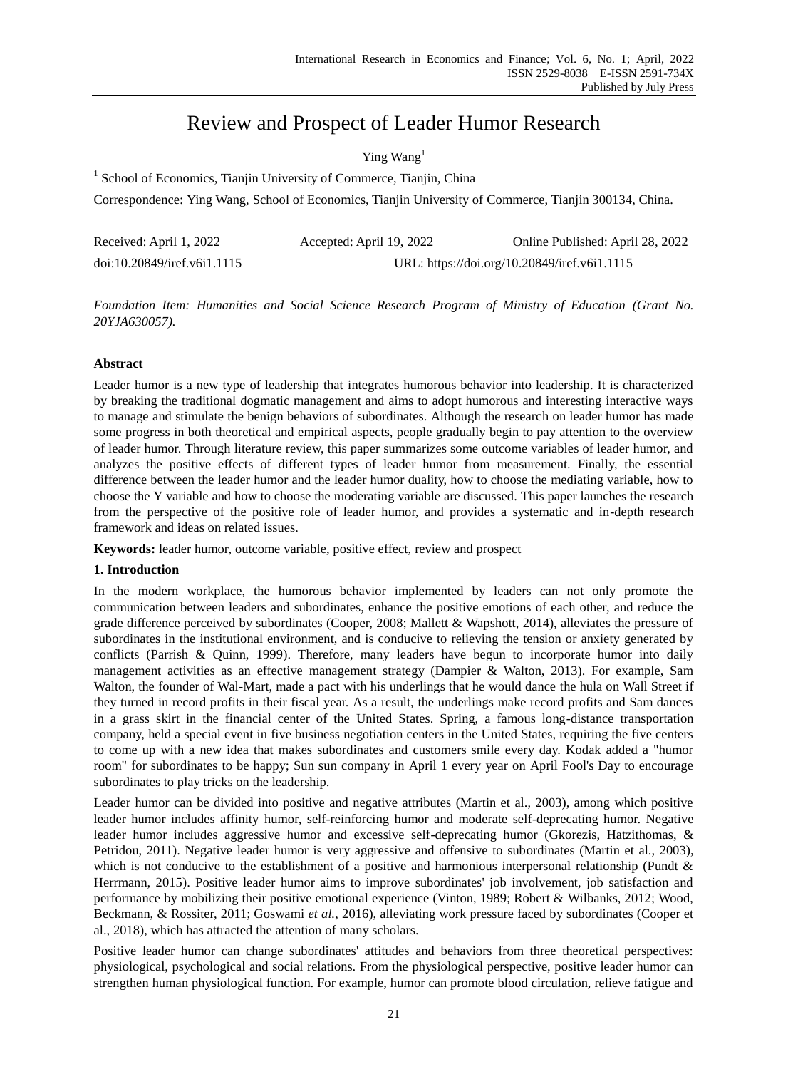# Review and Prospect of Leader Humor Research

Ying Wang[1]

[1] School of Economics, Tianjin University of Commerce, Tianjin, China

Correspondence: Ying Wang, School of Economics, Tianjin University of Commerce, Tianjin 300134, China.

Received: April 1, 2022 Accepted: April 19, 2022 Online Published: April 28, 2022

doi:10.20849/iref.v6i1.1115 URL: https://doi.org/10.20849/iref.v6i1.1115

*Foundation Item: Humanities and Social Science Research Program of Ministry of Education (Grant No. 20YJA630057).*

**Abstract**

Leader humor is a new type of leadership that integrates humorous behavior into leadership. It is characterized by breaking the traditional dogmatic management and aims to adopt humorous and interesting interactive ways to manage and stimulate the benign behaviors of subordinates. Although the research on leader humor has made some progress in both theoretical and empirical aspects, people gradually begin to pay attention to the overview of leader humor. Through literature review, this paper summarizes some outcome variables of leader humor, and analyzes the positive effects of different types of leader humor from measurement. Finally, the essential difference between the leader humor and the leader humor duality, how to choose the mediating variable, how to choose the Y variable and how to choose the moderating variable are discussed. This paper launches the research from the perspective of the positive role of leader humor, and provides a systematic and in-depth research framework and ideas on related issues.

**Keywords:** leader humor, outcome variable, positive effect, review and prospect

## 1. Introduction

In the modern workplace, the humorous behavior implemented by leaders can not only promote the communication between leaders and subordinates, enhance the positive emotions of each other, and reduce the grade difference perceived by subordinates (Cooper, 2008; Mallett & Wapshott, 2014), alleviates the pressure of subordinates in the institutional environment, and is conducive to relieving the tension or anxiety generated by conflicts (Parrish & Quinn, 1999). Therefore, many leaders have begun to incorporate humor into daily management activities as an effective management strategy (Dampier & Walton, 2013). For example, Sam Walton, the founder of Wal-Mart, made a pact with his underlings that he would dance the hula on Wall Street if they turned in record profits in their fiscal year. As a result, the underlings make record profits and Sam dances in a grass skirt in the financial center of the United States. Spring, a famous long-distance transportation company, held a special event in five business negotiation centers in the United States, requiring the five centers to come up with a new idea that makes subordinates and customers smile every day. Kodak added a "humor room" for subordinates to be happy; Sun sun company in April 1 every year on April Fool's Day to encourage subordinates to play tricks on the leadership.

Leader humor can be divided into positive and negative attributes (Martin et al., 2003), among which positive leader humor includes affinity humor, self-reinforcing humor and moderate self-deprecating humor. Negative leader humor includes aggressive humor and excessive self-deprecating humor (Gkorezis, Hatzithomas, & Petridou, 2011). Negative leader humor is very aggressive and offensive to subordinates (Martin et al., 2003), which is not conducive to the establishment of a positive and harmonious interpersonal relationship (Pundt & Herrmann, 2015). Positive leader humor aims to improve subordinates' job involvement, job satisfaction and performance by mobilizing their positive emotional experience (Vinton, 1989; Robert & Wilbanks, 2012; Wood, Beckmann, & Rossiter, 2011; Goswami *et al.*, 2016), alleviating work pressure faced by subordinates (Cooper et al., 2018), which has attracted the attention of many scholars.

Positive leader humor can change subordinates' attitudes and behaviors from three theoretical perspectives: physiological, psychological and social relations. From the physiological perspective, positive leader humor can strengthen human physiological function. For example, humor can promote blood circulation, relieve fatigue and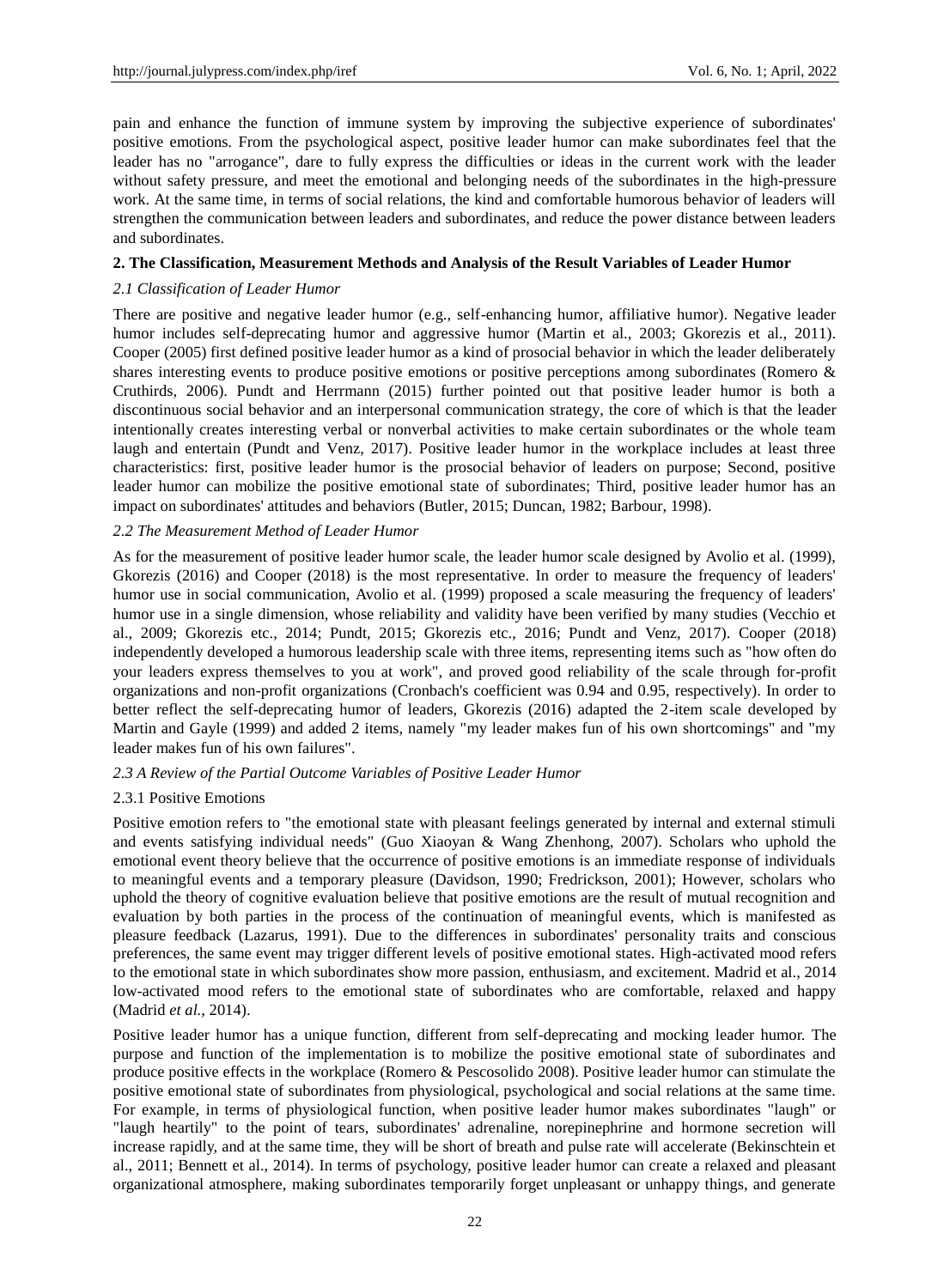pain and enhance the function of immune system by improving the subjective experience of subordinates' positive emotions. From the psychological aspect, positive leader humor can make subordinates feel that the leader has no "arrogance", dare to fully express the difficulties or ideas in the current work with the leader without safety pressure, and meet the emotional and belonging needs of the subordinates in the high-pressure work. At the same time, in terms of social relations, the kind and comfortable humorous behavior of leaders will strengthen the communication between leaders and subordinates, and reduce the power distance between leaders and subordinates.

## 2. The Classification, Measurement Methods and Analysis of the Result Variables of Leader Humor

### *2.1 Classification of Leader Humor*

There are positive and negative leader humor (e.g., self-enhancing humor, affiliative humor). Negative leader humor includes self-deprecating humor and aggressive humor (Martin et al., 2003; Gkorezis et al., 2011). Cooper (2005) first defined positive leader humor as a kind of prosocial behavior in which the leader deliberately shares interesting events to produce positive emotions or positive perceptions among subordinates (Romero & Cruthirds, 2006). Pundt and Herrmann (2015) further pointed out that positive leader humor is both a discontinuous social behavior and an interpersonal communication strategy, the core of which is that the leader intentionally creates interesting verbal or nonverbal activities to make certain subordinates or the whole team laugh and entertain (Pundt and Venz, 2017). Positive leader humor in the workplace includes at least three characteristics: first, positive leader humor is the prosocial behavior of leaders on purpose; Second, positive leader humor can mobilize the positive emotional state of subordinates; Third, positive leader humor has an impact on subordinates' attitudes and behaviors (Butler, 2015; Duncan, 1982; Barbour, 1998).

### *2.2 The Measurement Method of Leader Humor*

As for the measurement of positive leader humor scale, the leader humor scale designed by Avolio et al. (1999), Gkorezis (2016) and Cooper (2018) is the most representative. In order to measure the frequency of leaders' humor use in social communication, Avolio et al. (1999) proposed a scale measuring the frequency of leaders' humor use in a single dimension, whose reliability and validity have been verified by many studies (Vecchio et al., 2009; Gkorezis etc., 2014; Pundt, 2015; Gkorezis etc., 2016; Pundt and Venz, 2017). Cooper (2018) independently developed a humorous leadership scale with three items, representing items such as "how often do your leaders express themselves to you at work", and proved good reliability of the scale through for-profit organizations and non-profit organizations (Cronbach's coefficient was 0.94 and 0.95, respectively). In order to better reflect the self-deprecating humor of leaders, Gkorezis (2016) adapted the 2-item scale developed by Martin and Gayle (1999) and added 2 items, namely "my leader makes fun of his own shortcomings" and "my leader makes fun of his own failures".

### *2.3 A Review of the Partial Outcome Variables of Positive Leader Humor*

#### 2.3.1 Positive Emotions

Positive emotion refers to "the emotional state with pleasant feelings generated by internal and external stimuli and events satisfying individual needs" (Guo Xiaoyan & Wang Zhenhong, 2007). Scholars who uphold the emotional event theory believe that the occurrence of positive emotions is an immediate response of individuals to meaningful events and a temporary pleasure (Davidson, 1990; Fredrickson, 2001); However, scholars who uphold the theory of cognitive evaluation believe that positive emotions are the result of mutual recognition and evaluation by both parties in the process of the continuation of meaningful events, which is manifested as pleasure feedback (Lazarus, 1991). Due to the differences in subordinates' personality traits and conscious preferences, the same event may trigger different levels of positive emotional states. High-activated mood refers to the emotional state in which subordinates show more passion, enthusiasm, and excitement. Madrid et al., 2014 low-activated mood refers to the emotional state of subordinates who are comfortable, relaxed and happy (Madrid *et al.*, 2014).

Positive leader humor has a unique function, different from self-deprecating and mocking leader humor. The purpose and function of the implementation is to mobilize the positive emotional state of subordinates and produce positive effects in the workplace (Romero & Pescosolido 2008). Positive leader humor can stimulate the positive emotional state of subordinates from physiological, psychological and social relations at the same time. For example, in terms of physiological function, when positive leader humor makes subordinates "laugh" or "laugh heartily" to the point of tears, subordinates' adrenaline, norepinephrine and hormone secretion will increase rapidly, and at the same time, they will be short of breath and pulse rate will accelerate (Bekinschtein et al., 2011; Bennett et al., 2014). In terms of psychology, positive leader humor can create a relaxed and pleasant organizational atmosphere, making subordinates temporarily forget unpleasant or unhappy things, and generate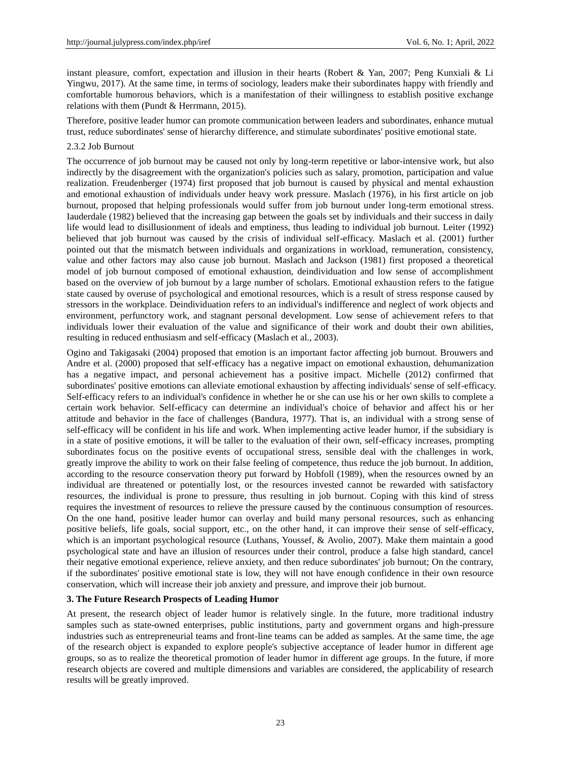instant pleasure, comfort, expectation and illusion in their hearts (Robert & Yan, 2007; Peng Kunxiali & Li Yingwu, 2017). At the same time, in terms of sociology, leaders make their subordinates happy with friendly and comfortable humorous behaviors, which is a manifestation of their willingness to establish positive exchange relations with them (Pundt & Herrmann, 2015).

Therefore, positive leader humor can promote communication between leaders and subordinates, enhance mutual trust, reduce subordinates' sense of hierarchy difference, and stimulate subordinates' positive emotional state.

#### 2.3.2 Job Burnout

The occurrence of job burnout may be caused not only by long-term repetitive or labor-intensive work, but also indirectly by the disagreement with the organization's policies such as salary, promotion, participation and value realization. Freudenberger (1974) first proposed that job burnout is caused by physical and mental exhaustion and emotional exhaustion of individuals under heavy work pressure. Maslach (1976), in his first article on job burnout, proposed that helping professionals would suffer from job burnout under long-term emotional stress. Iauderdale (1982) believed that the increasing gap between the goals set by individuals and their success in daily life would lead to disillusionment of ideals and emptiness, thus leading to individual job burnout. Leiter (1992) believed that job burnout was caused by the crisis of individual self-efficacy. Maslach et al. (2001) further pointed out that the mismatch between individuals and organizations in workload, remuneration, consistency, value and other factors may also cause job burnout. Maslach and Jackson (1981) first proposed a theoretical model of job burnout composed of emotional exhaustion, deindividuation and low sense of accomplishment based on the overview of job burnout by a large number of scholars. Emotional exhaustion refers to the fatigue state caused by overuse of psychological and emotional resources, which is a result of stress response caused by stressors in the workplace. Deindividuation refers to an individual's indifference and neglect of work objects and environment, perfunctory work, and stagnant personal development. Low sense of achievement refers to that individuals lower their evaluation of the value and significance of their work and doubt their own abilities, resulting in reduced enthusiasm and self-efficacy (Maslach et al., 2003).

Ogino and Takigasaki (2004) proposed that emotion is an important factor affecting job burnout. Brouwers and Andre et al. (2000) proposed that self-efficacy has a negative impact on emotional exhaustion, dehumanization has a negative impact, and personal achievement has a positive impact. Michelle (2012) confirmed that subordinates' positive emotions can alleviate emotional exhaustion by affecting individuals' sense of self-efficacy. Self-efficacy refers to an individual's confidence in whether he or she can use his or her own skills to complete a certain work behavior. Self-efficacy can determine an individual's choice of behavior and affect his or her attitude and behavior in the face of challenges (Bandura, 1977). That is, an individual with a strong sense of self-efficacy will be confident in his life and work. When implementing active leader humor, if the subsidiary is in a state of positive emotions, it will be taller to the evaluation of their own, self-efficacy increases, prompting subordinates focus on the positive events of occupational stress, sensible deal with the challenges in work, greatly improve the ability to work on their false feeling of competence, thus reduce the job burnout. In addition, according to the resource conservation theory put forward by Hobfoll (1989), when the resources owned by an individual are threatened or potentially lost, or the resources invested cannot be rewarded with satisfactory resources, the individual is prone to pressure, thus resulting in job burnout. Coping with this kind of stress requires the investment of resources to relieve the pressure caused by the continuous consumption of resources. On the one hand, positive leader humor can overlay and build many personal resources, such as enhancing positive beliefs, life goals, social support, etc., on the other hand, it can improve their sense of self-efficacy, which is an important psychological resource (Luthans, Youssef, & Avolio, 2007). Make them maintain a good psychological state and have an illusion of resources under their control, produce a false high standard, cancel their negative emotional experience, relieve anxiety, and then reduce subordinates' job burnout; On the contrary, if the subordinates' positive emotional state is low, they will not have enough confidence in their own resource conservation, which will increase their job anxiety and pressure, and improve their job burnout.

## 3. The Future Research Prospects of Leading Humor

At present, the research object of leader humor is relatively single. In the future, more traditional industry samples such as state-owned enterprises, public institutions, party and government organs and high-pressure industries such as entrepreneurial teams and front-line teams can be added as samples. At the same time, the age of the research object is expanded to explore people's subjective acceptance of leader humor in different age groups, so as to realize the theoretical promotion of leader humor in different age groups. In the future, if more research objects are covered and multiple dimensions and variables are considered, the applicability of research results will be greatly improved.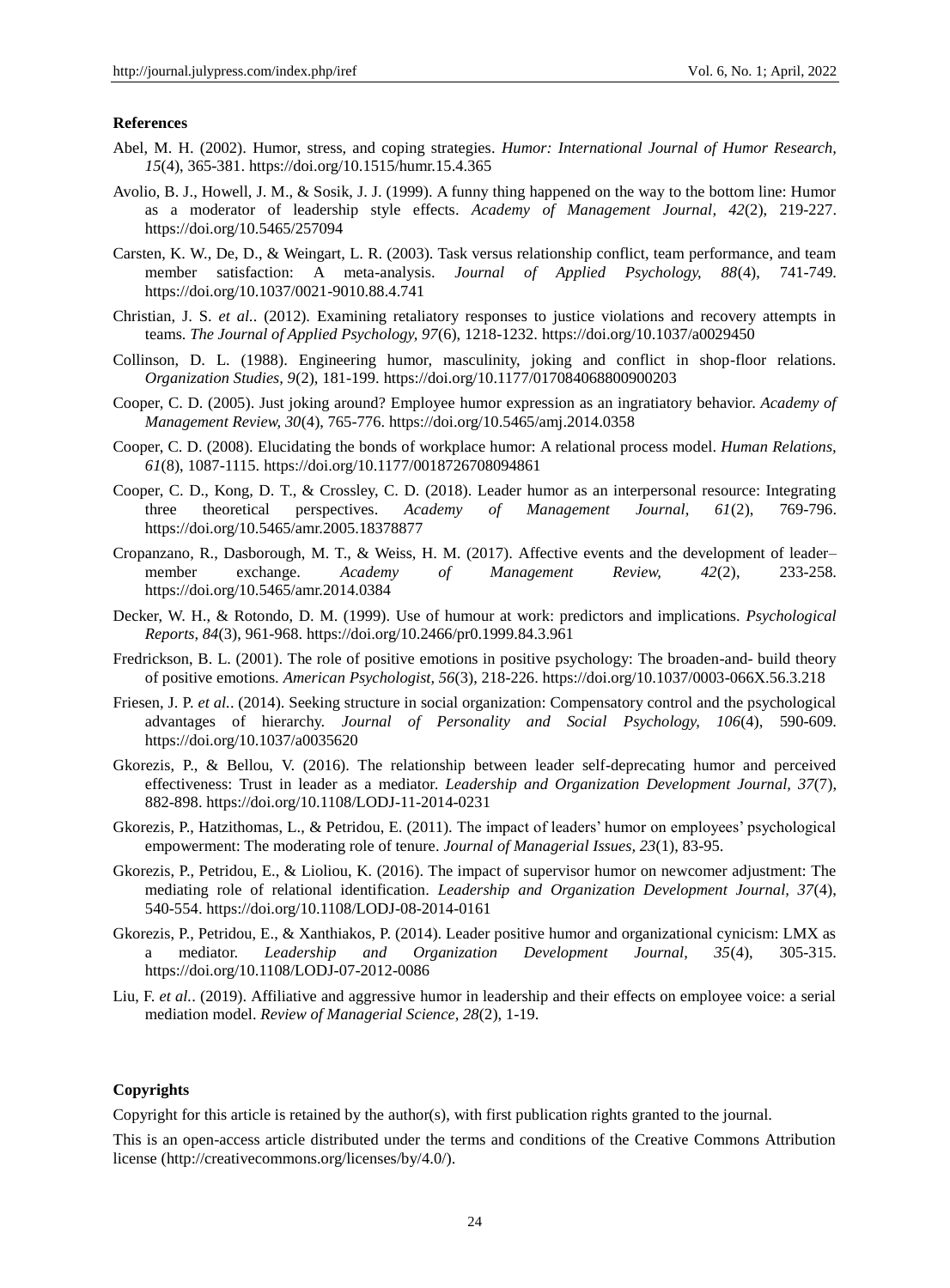### References

Abel, M. H. (2002). Humor, stress, and coping strategies. *Humor: International Journal of Humor Research, 15*(4), 365-381. https://doi.org/10.1515/humr.15.4.365

Avolio, B. J., Howell, J. M., & Sosik, J. J. (1999). A funny thing happened on the way to the bottom line: Humor as a moderator of leadership style effects. *Academy of Management Journal, 42*(2), 219-227. https://doi.org/10.5465/257094

Carsten, K. W., De, D., & Weingart, L. R. (2003). Task versus relationship conflict, team performance, and team member satisfaction: A meta-analysis. *Journal of Applied Psychology, 88*(4), 741-749. https://doi.org/10.1037/0021-9010.88.4.741

Christian, J. S. *et al.*. (2012). Examining retaliatory responses to justice violations and recovery attempts in teams. *The Journal of Applied Psychology, 97*(6), 1218-1232. https://doi.org/10.1037/a0029450

Collinson, D. L. (1988). Engineering humor, masculinity, joking and conflict in shop-floor relations. *Organization Studies, 9*(2), 181-199. https://doi.org/10.1177/017084068800900203

Cooper, C. D. (2005). Just joking around? Employee humor expression as an ingratiatory behavior. *Academy of Management Review, 30*(4), 765-776. https://doi.org/10.5465/amj.2014.0358

Cooper, C. D. (2008). Elucidating the bonds of workplace humor: A relational process model. *Human Relations, 61*(8), 1087-1115. https://doi.org/10.1177/0018726708094861

Cooper, C. D., Kong, D. T., & Crossley, C. D. (2018). Leader humor as an interpersonal resource: Integrating three theoretical perspectives. *Academy of Management Journal, 61*(2), 769-796. https://doi.org/10.5465/amr.2005.18378877

Cropanzano, R., Dasborough, M. T., & Weiss, H. M. (2017). Affective events and the development of leader–member exchange. *Academy of Management Review, 42*(2), 233-258. https://doi.org/10.5465/amr.2014.0384

Decker, W. H., & Rotondo, D. M. (1999). Use of humour at work: predictors and implications. *Psychological Reports, 84*(3), 961-968. https://doi.org/10.2466/pr0.1999.84.3.961

Fredrickson, B. L. (2001). The role of positive emotions in positive psychology: The broaden-and- build theory of positive emotions. *American Psychologist, 56*(3), 218-226. https://doi.org/10.1037/0003-066X.56.3.218

Friesen, J. P. *et al.*. (2014). Seeking structure in social organization: Compensatory control and the psychological advantages of hierarchy. *Journal of Personality and Social Psychology, 106*(4), 590-609. https://doi.org/10.1037/a0035620

Gkorezis, P., & Bellou, V. (2016). The relationship between leader self-deprecating humor and perceived effectiveness: Trust in leader as a mediator. *Leadership and Organization Development Journal, 37*(7), 882-898. https://doi.org/10.1108/LODJ-11-2014-0231

Gkorezis, P., Hatzithomas, L., & Petridou, E. (2011). The impact of leaders' humor on employees' psychological empowerment: The moderating role of tenure. *Journal of Managerial Issues, 23*(1), 83-95.

Gkorezis, P., Petridou, E., & Lioliou, K. (2016). The impact of supervisor humor on newcomer adjustment: The mediating role of relational identification. *Leadership and Organization Development Journal, 37*(4), 540-554. https://doi.org/10.1108/LODJ-08-2014-0161

Gkorezis, P., Petridou, E., & Xanthiakos, P. (2014). Leader positive humor and organizational cynicism: LMX as a mediator. *Leadership and Organization Development Journal, 35*(4), 305-315. https://doi.org/10.1108/LODJ-07-2012-0086

Liu, F. *et al.*. (2019). Affiliative and aggressive humor in leadership and their effects on employee voice: a serial mediation model. *Review of Managerial Science, 28*(2), 1-19.

### Copyrights

Copyright for this article is retained by the author(s), with first publication rights granted to the journal.

This is an open-access article distributed under the terms and conditions of the Creative Commons Attribution license (http://creativecommons.org/licenses/by/4.0/).